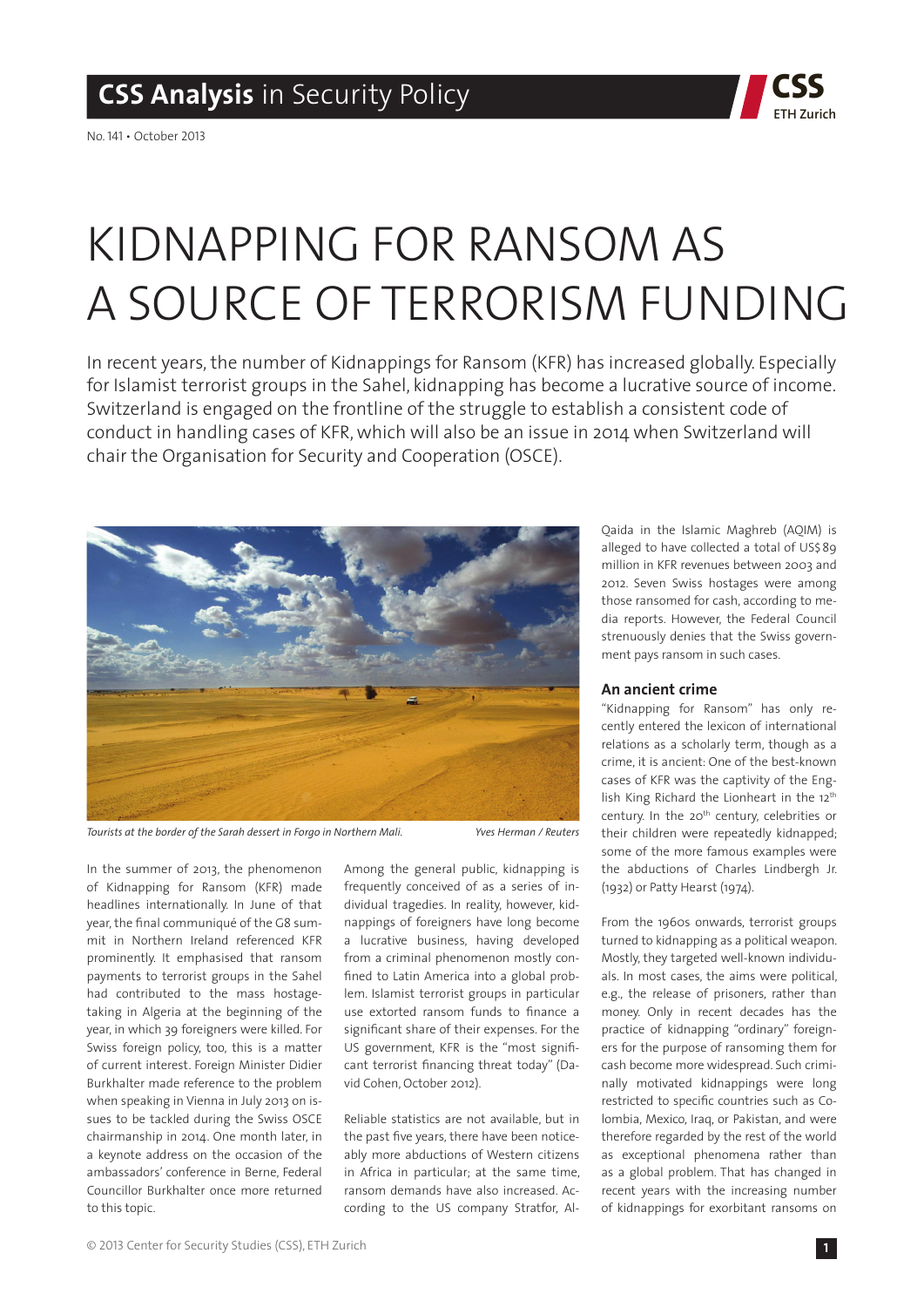# KIDNAPPING FOR RANSOM AS A SOURCE OF TERRORISM FUNDING

In recent years, the number of Kidnappings for Ransom (KFR) has increased globally. Especially for Islamist terrorist groups in the Sahel, kidnapping has become a lucrative source of income. Switzerland is engaged on the frontline of the struggle to establish a consistent code of conduct in handling cases of KFR, which will also be an issue in 2014 when Switzerland will chair the Organisation for Security and Cooperation (OSCE).

*Tourists at the border of the Sarah dessert in Forgo in Northern Mali.* *Yves Herman / Reuters*

In the summer of 2013, the phenomenon of Kidnapping for Ransom (KFR) made headlines internationally. In June of that year, the final communiqué of the G8 summit in Northern Ireland referenced KFR prominently. It emphasised that ransom payments to terrorist groups in the Sahel had contributed to the mass hostage-taking in Algeria at the beginning of the year, in which 39 foreigners were killed. For Swiss foreign policy, too, this is a matter of current interest. Foreign Minister Didier Burkhalter made reference to the problem when speaking in Vienna in July 2013 on issues to be tackled during the Swiss OSCE chairmanship in 2014. One month later, in a keynote address on the occasion of the ambassadors' conference in Berne, Federal Councillor Burkhalter once more returned to this topic.

Among the general public, kidnapping is frequently conceived of as a series of individual tragedies. In reality, however, kidnappings of foreigners have long become a lucrative business, having developed from a criminal phenomenon mostly confined to Latin America into a global problem. Islamist terrorist groups in particular use extorted ransom funds to finance a significant share of their expenses. For the US government, KFR is the "most significant terrorist financing threat today" (David Cohen, October 2012).

Reliable statistics are not available, but in the past five years, there have been noticeably more abductions of Western citizens in Africa in particular; at the same time, ransom demands have also increased. According to the US company Stratfor, Al-Qaida in the Islamic Maghreb (AQIM) is alleged to have collected a total of US$ 89 million in KFR revenues between 2003 and 2012. Seven Swiss hostages were among those ransomed for cash, according to media reports. However, the Federal Council strenuously denies that the Swiss government pays ransom in such cases.

### An ancient crime

"Kidnapping for Ransom" has only recently entered the lexicon of international relations as a scholarly term, though as a crime, it is ancient: One of the best-known cases of KFR was the captivity of the English King Richard the Lionheart in the 12th century. In the 20th century, celebrities or their children were repeatedly kidnapped; some of the more famous examples were the abductions of Charles Lindbergh Jr. (1932) or Patty Hearst (1974).

From the 1960s onwards, terrorist groups turned to kidnapping as a political weapon. Mostly, they targeted well-known individuals. In most cases, the aims were political, e.g., the release of prisoners, rather than money. Only in recent decades has the practice of kidnapping "ordinary" foreigners for the purpose of ransoming them for cash become more widespread. Such criminally motivated kidnappings were long restricted to specific countries such as Colombia, Mexico, Iraq, or Pakistan, and were therefore regarded by the rest of the world as exceptional phenomena rather than as a global problem. That has changed in recent years with the increasing number of kidnappings for exorbitant ransoms on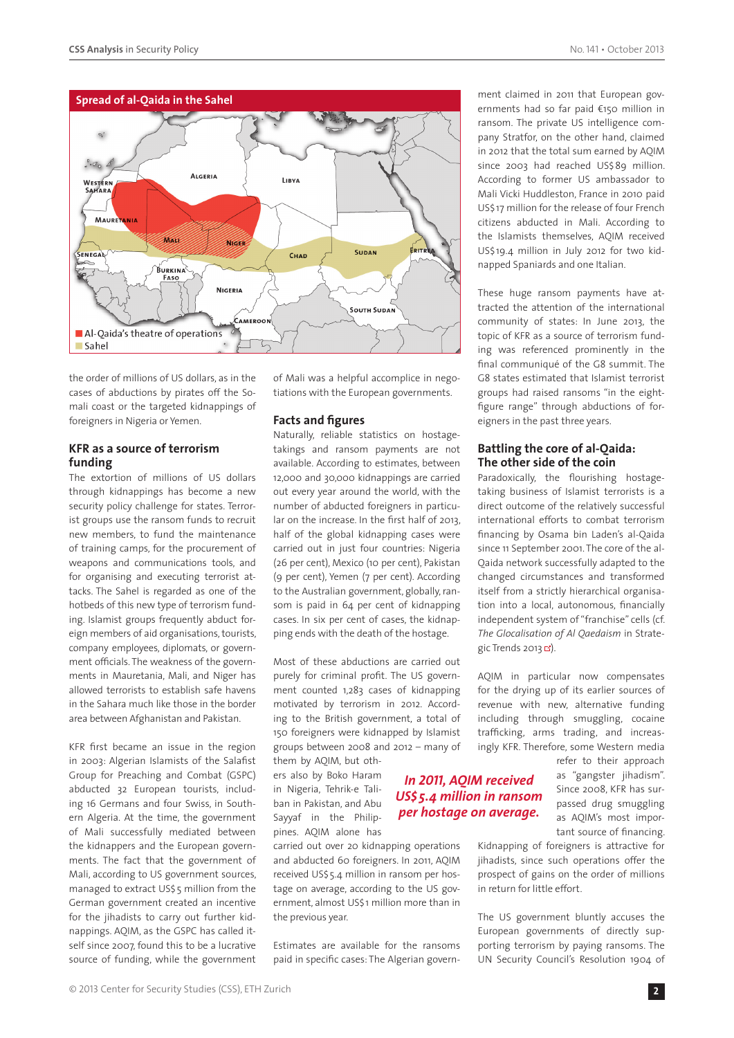**Spread of al-Qaida in the Sahel**

■ Al-Qaida's theatre of operations
■ Sahel

the order of millions of US dollars, as in the cases of abductions by pirates off the Somali coast or the targeted kidnappings of foreigners in Nigeria or Yemen.

## KFR as a source of terrorism funding

The extortion of millions of US dollars through kidnappings has become a new security policy challenge for states. Terrorist groups use the ransom funds to recruit new members, to fund the maintenance of training camps, for the procurement of weapons and communications tools, and for organising and executing terrorist attacks. The Sahel is regarded as one of the hotbeds of this new type of terrorism funding. Islamist groups frequently abduct foreign members of aid organisations, tourists, company employees, diplomats, or government officials. The weakness of the governments in Mauretania, Mali, and Niger has allowed terrorists to establish safe havens in the Sahara much like those in the border area between Afghanistan and Pakistan.

KFR first became an issue in the region in 2003: Algerian Islamists of the Salafist Group for Preaching and Combat (GSPC) abducted 32 European tourists, including 16 Germans and four Swiss, in Southern Algeria. At the time, the government of Mali successfully mediated between the kidnappers and the European governments. The fact that the government of Mali, according to US government sources, managed to extract US$5 million from the German government created an incentive for the jihadists to carry out further kidnappings. AQIM, as the GSPC has called itself since 2007, found this to be a lucrative source of funding, while the government of Mali was a helpful accomplice in negotiations with the European governments.

## Facts and figures

Naturally, reliable statistics on hostage-takings and ransom payments are not available. According to estimates, between 12,000 and 30,000 kidnappings are carried out every year around the world, with the number of abducted foreigners in particular on the increase. In the first half of 2013, half of the global kidnapping cases were carried out in just four countries: Nigeria (26 per cent), Mexico (10 per cent), Pakistan (9 per cent), Yemen (7 per cent). According to the Australian government, globally, ransom is paid in 64 per cent of kidnapping cases. In six per cent of cases, the kidnapping ends with the death of the hostage.

Most of these abductions are carried out purely for criminal profit. The US government counted 1,283 cases of kidnapping motivated by terrorism in 2012. According to the British government, a total of 150 foreigners were kidnapped by Islamist groups between 2008 and 2012 – many of them by AQIM, but others also by Boko Haram in Nigeria, Tehrik-e Taliban in Pakistan, and Abu Sayyaf in the Philippines. AQIM alone has carried out over 20 kidnapping operations and abducted 60 foreigners. In 2011, AQIM received US$5.4 million in ransom per hostage on average, according to the US government, almost US$1 million more than in the previous year.

*In 2011, AQIM received US$5.4 million in ransom per hostage on average.*

Estimates are available for the ransoms paid in specific cases: The Algerian government claimed in 2011 that European governments had so far paid €150 million in ransom. The private US intelligence company Stratfor, on the other hand, claimed in 2012 that the total sum earned by AQIM since 2003 had reached US$89 million. According to former US ambassador to Mali Vicki Huddleston, France in 2010 paid US$17 million for the release of four French citizens abducted in Mali. According to the Islamists themselves, AQIM received US$19.4 million in July 2012 for two kidnapped Spaniards and one Italian.

These huge ransom payments have attracted the attention of the international community of states: In June 2013, the topic of KFR as a source of terrorism funding was referenced prominently in the final communiqué of the G8 summit. The G8 states estimated that Islamist terrorist groups had raised ransoms "in the eight-figure range" through abductions of foreigners in the past three years.

## Battling the core of al-Qaida: The other side of the coin

Paradoxically, the flourishing hostage-taking business of Islamist terrorists is a direct outcome of the relatively successful international efforts to combat terrorism financing by Osama bin Laden's al-Qaida since 11 September 2001. The core of the al-Qaida network successfully adapted to the changed circumstances and transformed itself from a strictly hierarchical organisation into a local, autonomous, financially independent system of "franchise" cells (cf. *The Glocalisation of Al Qaedaism* in Strategic Trends 2013).

AQIM in particular now compensates for the drying up of its earlier sources of revenue with new, alternative funding including through smuggling, cocaine trafficking, arms trading, and increasingly KFR. Therefore, some Western media refer to their approach as "gangster jihadism". Since 2008, KFR has surpassed drug smuggling as AQIM's most important source of financing. Kidnapping of foreigners is attractive for jihadists, since such operations offer the prospect of gains on the order of millions in return for little effort.

The US government bluntly accuses the European governments of directly supporting terrorism by paying ransoms. The UN Security Council's Resolution 1904 of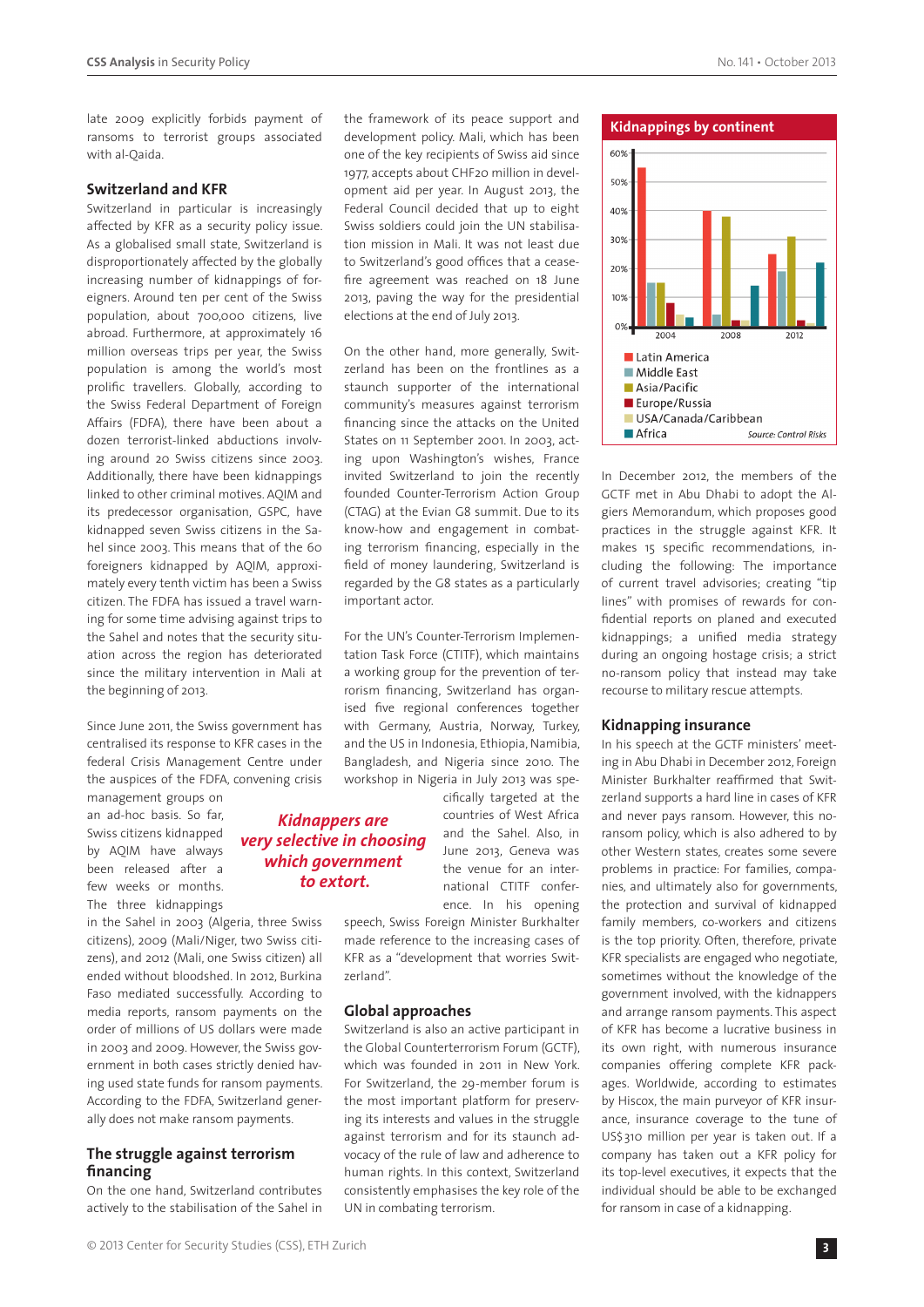late 2009 explicitly forbids payment of ransoms to terrorist groups associated with al-Qaida.

## Switzerland and KFR

Switzerland in particular is increasingly affected by KFR as a security policy issue. As a globalised small state, Switzerland is disproportionately affected by the globally increasing number of kidnappings of foreigners. Around ten per cent of the Swiss population, about 700,000 citizens, live abroad. Furthermore, at approximately 16 million overseas trips per year, the Swiss population is among the world's most prolific travellers. Globally, according to the Swiss Federal Department of Foreign Affairs (FDFA), there have been about a dozen terrorist-linked abductions involving around 20 Swiss citizens since 2003. Additionally, there have been kidnappings linked to other criminal motives. AQIM and its predecessor organisation, GSPC, have kidnapped seven Swiss citizens in the Sahel since 2003. This means that of the 60 foreigners kidnapped by AQIM, approximately every tenth victim has been a Swiss citizen. The FDFA has issued a travel warning for some time advising against trips to the Sahel and notes that the security situation across the region has deteriorated since the military intervention in Mali at the beginning of 2013.

Since June 2011, the Swiss government has centralised its response to KFR cases in the federal Crisis Management Centre under the auspices of the FDFA, convening crisis management groups on an ad-hoc basis. So far, Swiss citizens kidnapped by AQIM have always been released after a few weeks or months. The three kidnappings in the Sahel in 2003 (Algeria, three Swiss citizens), 2009 (Mali/Niger, two Swiss citizens), and 2012 (Mali, one Swiss citizen) all ended without bloodshed. In 2012, Burkina Faso mediated successfully. According to media reports, ransom payments on the order of millions of US dollars were made in 2003 and 2009. However, the Swiss government in both cases strictly denied having used state funds for ransom payments. According to the FDFA, Switzerland generally does not make ransom payments.

## The struggle against terrorism financing

On the one hand, Switzerland contributes actively to the stabilisation of the Sahel in the framework of its peace support and development policy. Mali, which has been one of the key recipients of Swiss aid since 1977, accepts about CHF20 million in development aid per year. In August 2013, the Federal Council decided that up to eight Swiss soldiers could join the UN stabilisation mission in Mali. It was not least due to Switzerland's good offices that a ceasefire agreement was reached on 18 June 2013, paving the way for the presidential elections at the end of July 2013.

On the other hand, more generally, Switzerland has been on the frontlines as a staunch supporter of the international community's measures against terrorism financing since the attacks on the United States on 11 September 2001. In 2003, acting upon Washington's wishes, France invited Switzerland to join the recently founded Counter-Terrorism Action Group (CTAG) at the Evian G8 summit. Due to its know-how and engagement in combating terrorism financing, especially in the field of money laundering, Switzerland is regarded by the G8 states as a particularly important actor.

For the UN's Counter-Terrorism Implementation Task Force (CTITF), which maintains a working group for the prevention of terrorism financing, Switzerland has organised five regional conferences together with Germany, Austria, Norway, Turkey, and the US in Indonesia, Ethiopia, Namibia, Bangladesh, and Nigeria since 2010. The workshop in Nigeria in July 2013 was specifically targeted at the countries of West Africa and the Sahel. Also, in June 2013, Geneva was the venue for an international CTITF conference. In his opening speech, Swiss Foreign Minister Burkhalter made reference to the increasing cases of KFR as a "development that worries Switzerland".

*Kidnappers are very selective in choosing which government to extort.*

## Global approaches

Switzerland is also an active participant in the Global Counterterrorism Forum (GCTF), which was founded in 2011 in New York. For Switzerland, the 29-member forum is the most important platform for preserving its interests and values in the struggle against terrorism and for its staunch advocacy of the rule of law and adherence to human rights. In this context, Switzerland consistently emphasises the key role of the UN in combating terrorism.

**Kidnappings by continent**

| Region | 2004 | 2008 | 2012 |
|---|---|---|---|
| Latin America | ~55% | ~40% | ~25% |
| Middle East | ~15% | ~4% | ~19% |
| Asia/Pacific | ~15% | ~38% | ~30% |
| Europe/Russia | ~8% | ~2% | ~2% |
| USA/Canada/Caribbean | ~4% | ~2% | ~1% |
| Africa | ~2% | ~14% | ~22% |

Source: Control Risks

In December 2012, the members of the GCTF met in Abu Dhabi to adopt the Algiers Memorandum, which proposes good practices in the struggle against KFR. It makes 15 specific recommendations, including the following: The importance of current travel advisories; creating "tip lines" with promises of rewards for confidential reports on planed and executed kidnappings; a unified media strategy during an ongoing hostage crisis; a strict no-ransom policy that instead may take recourse to military rescue attempts.

## Kidnapping insurance

In his speech at the GCTF ministers' meeting in Abu Dhabi in December 2012, Foreign Minister Burkhalter reaffirmed that Switzerland supports a hard line in cases of KFR and never pays ransom. However, this no-ransom policy, which is also adhered to by other Western states, creates some severe problems in practice: For families, companies, and ultimately also for governments, the protection and survival of kidnapped family members, co-workers and citizens is the top priority. Often, therefore, private KFR specialists are engaged who negotiate, sometimes without the knowledge of the government involved, with the kidnappers and arrange ransom payments. This aspect of KFR has become a lucrative business in its own right, with numerous insurance companies offering complete KFR packages. Worldwide, according to estimates by Hiscox, the main purveyor of KFR insurance, insurance coverage to the tune of US$310 million per year is taken out. If a company has taken out a KFR policy for its top-level executives, it expects that the individual should be able to be exchanged for ransom in case of a kidnapping.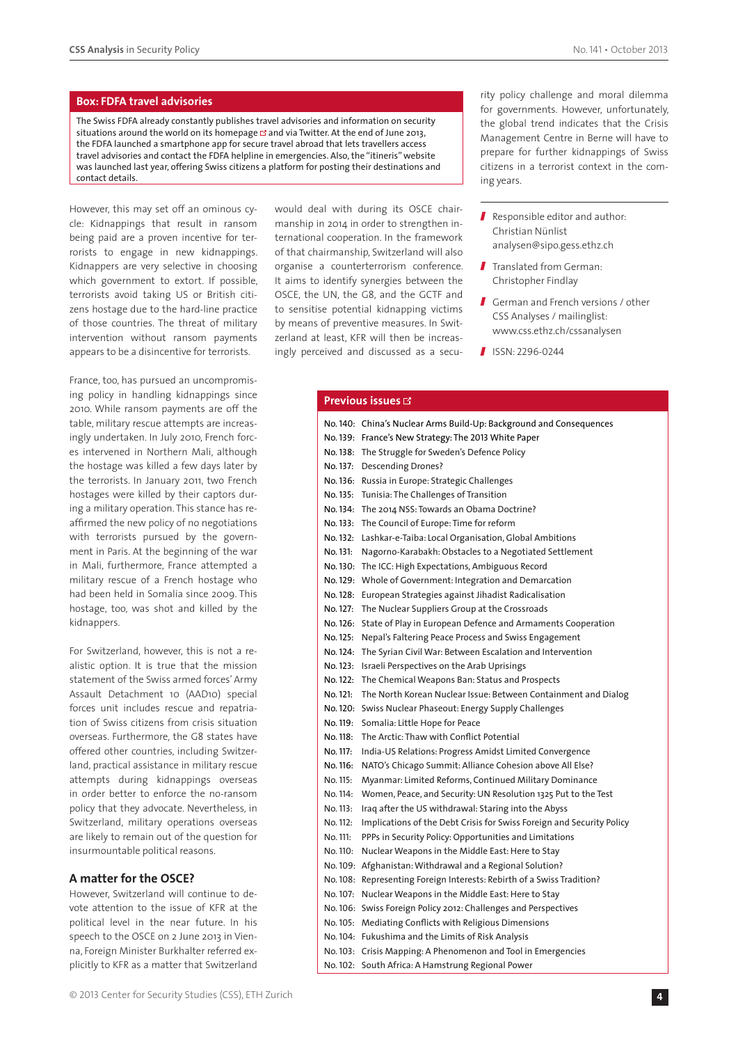## Box: FDFA travel advisories

The Swiss FDFA already constantly publishes travel advisories and information on security situations around the world on its homepage and via Twitter. At the end of June 2013, the FDFA launched a smartphone app for secure travel abroad that lets travellers access travel advisories and contact the FDFA helpline in emergencies. Also, the "itineris" website was launched last year, offering Swiss citizens a platform for posting their destinations and contact details.

However, this may set off an ominous cycle: Kidnappings that result in ransom being paid are a proven incentive for terrorists to engage in new kidnappings. Kidnappers are very selective in choosing which government to extort. If possible, terrorists avoid taking US or British citizens hostage due to the hard-line practice of those countries. The threat of military intervention without ransom payments appears to be a disincentive for terrorists.

France, too, has pursued an uncompromising policy in handling kidnappings since 2010. While ransom payments are off the table, military rescue attempts are increasingly undertaken. In July 2010, French forces intervened in Northern Mali, although the hostage was killed a few days later by the terrorists. In January 2011, two French hostages were killed by their captors during a military operation. This stance has reaffirmed the new policy of no negotiations with terrorists pursued by the government in Paris. At the beginning of the war in Mali, furthermore, France attempted a military rescue of a French hostage who had been held in Somalia since 2009. This hostage, too, was shot and killed by the kidnappers.

For Switzerland, however, this is not a realistic option. It is true that the mission statement of the Swiss armed forces' Army Assault Detachment 10 (AAD10) special forces unit includes rescue and repatriation of Swiss citizens from crisis situation overseas. Furthermore, the G8 states have offered other countries, including Switzerland, practical assistance in military rescue attempts during kidnappings overseas in order better to enforce the no-ransom policy that they advocate. Nevertheless, in Switzerland, military operations overseas are likely to remain out of the question for insurmountable political reasons.

## A matter for the OSCE?

However, Switzerland will continue to devote attention to the issue of KFR at the political level in the near future. In his speech to the OSCE on 2 June 2013 in Vienna, Foreign Minister Burkhalter referred explicitly to KFR as a matter that Switzerland would deal with during its OSCE chairmanship in 2014 in order to strengthen international cooperation. In the framework of that chairmanship, Switzerland will also organise a counterterrorism conference. It aims to identify synergies between the OSCE, the UN, the G8, and the GCTF and to sensitise potential kidnapping victims by means of preventive measures. In Switzerland at least, KFR will then be increasingly perceived and discussed as a security policy challenge and moral dilemma for governments. However, unfortunately, the global trend indicates that the Crisis Management Centre in Berne will have to prepare for further kidnappings of Swiss citizens in a terrorist context in the coming years.

- Responsible editor and author: Christian Nünlist analysen@sipo.gess.ethz.ch
- Translated from German: Christopher Findlay
- German and French versions / other CSS Analyses / mailinglist: www.css.ethz.ch/cssanalysen
- ISSN: 2296-0244

## Previous issues

No. 140: China's Nuclear Arms Build-Up: Background and Consequences
No. 139: France's New Strategy: The 2013 White Paper
No. 138: The Struggle for Sweden's Defence Policy
No. 137: Descending Drones?
No. 136: Russia in Europe: Strategic Challenges
No. 135: Tunisia: The Challenges of Transition
No. 134: The 2014 NSS: Towards an Obama Doctrine?
No. 133: The Council of Europe: Time for reform
No. 132: Lashkar-e-Taiba: Local Organisation, Global Ambitions
No. 131: Nagorno-Karabakh: Obstacles to a Negotiated Settlement
No. 130: The ICC: High Expectations, Ambiguous Record
No. 129: Whole of Government: Integration and Demarcation
No. 128: European Strategies against Jihadist Radicalisation
No. 127: The Nuclear Suppliers Group at the Crossroads
No. 126: State of Play in European Defence and Armaments Cooperation
No. 125: Nepal's Faltering Peace Process and Swiss Engagement
No. 124: The Syrian Civil War: Between Escalation and Intervention
No. 123: Israeli Perspectives on the Arab Uprisings
No. 122: The Chemical Weapons Ban: Status and Prospects
No. 121: The North Korean Nuclear Issue: Between Containment and Dialog
No. 120: Swiss Nuclear Phaseout: Energy Supply Challenges
No. 119: Somalia: Little Hope for Peace
No. 118: The Arctic: Thaw with Conflict Potential
No. 117: India-US Relations: Progress Amidst Limited Convergence
No. 116: NATO's Chicago Summit: Alliance Cohesion above All Else?
No. 115: Myanmar: Limited Reforms, Continued Military Dominance
No. 114: Women, Peace, and Security: UN Resolution 1325 Put to the Test
No. 113: Iraq after the US withdrawal: Staring into the Abyss
No. 112: Implications of the Debt Crisis for Swiss Foreign and Security Policy
No. 111: PPPs in Security Policy: Opportunities and Limitations
No. 110: Nuclear Weapons in the Middle East: Here to Stay
No. 109: Afghanistan: Withdrawal and a Regional Solution?
No. 108: Representing Foreign Interests: Rebirth of a Swiss Tradition?
No. 107: Nuclear Weapons in the Middle East: Here to Stay
No. 106: Swiss Foreign Policy 2012: Challenges and Perspectives
No. 105: Mediating Conflicts with Religious Dimensions
No. 104: Fukushima and the Limits of Risk Analysis
No. 103: Crisis Mapping: A Phenomenon and Tool in Emergencies
No. 102: South Africa: A Hamstrung Regional Power

© 2013 Center for Security Studies (CSS), ETH Zurich